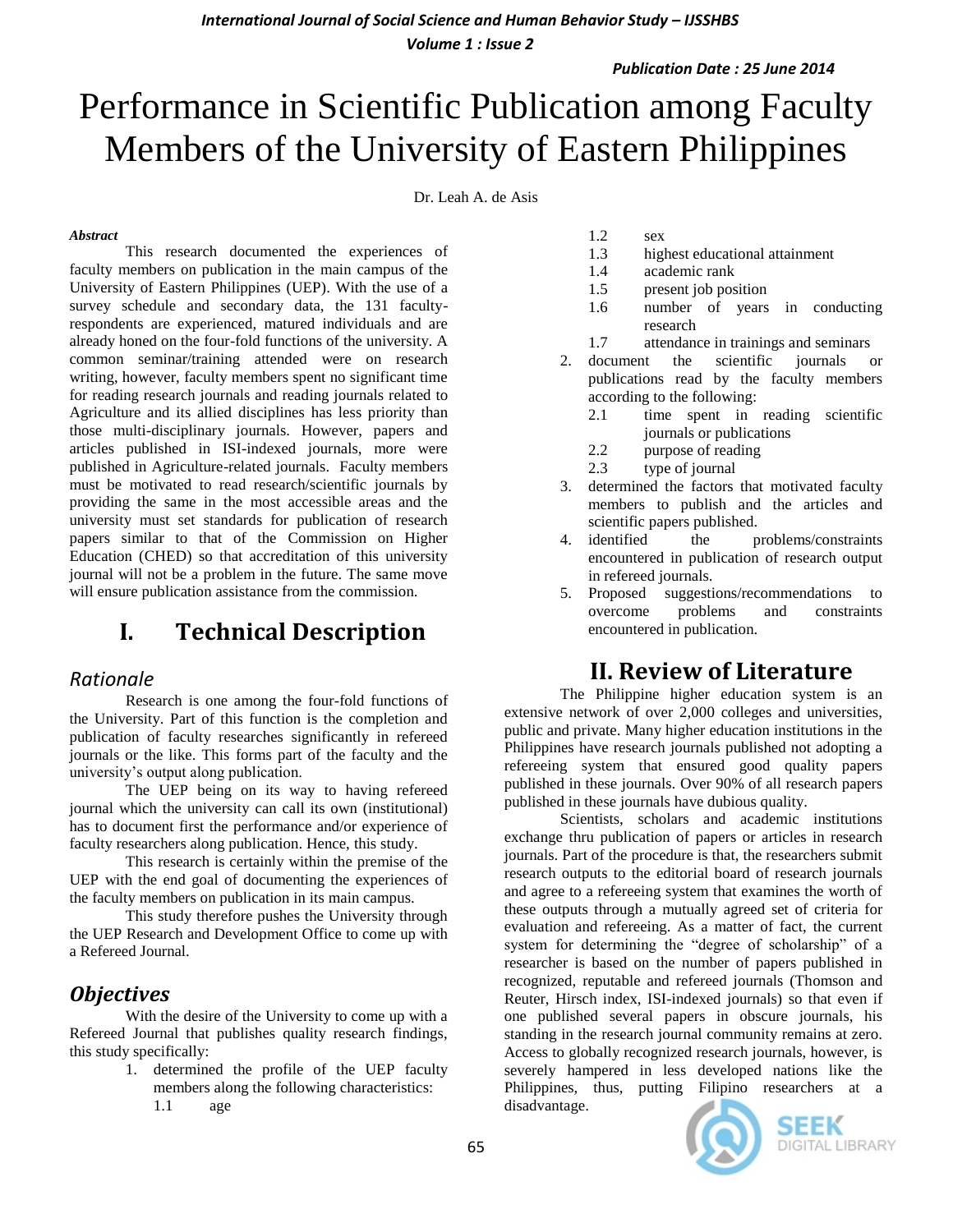# Performance in Scientific Publication among Faculty Members of the University of Eastern Philippines

Dr. Leah A. de Asis

***Abstract***

This research documented the experiences of faculty members on publication in the main campus of the University of Eastern Philippines (UEP). With the use of a survey schedule and secondary data, the 131 faculty-respondents are experienced, matured individuals and are already honed on the four-fold functions of the university. A common seminar/training attended were on research writing, however, faculty members spent no significant time for reading research journals and reading journals related to Agriculture and its allied disciplines has less priority than those multi-disciplinary journals. However, papers and articles published in ISI-indexed journals, more were published in Agriculture-related journals. Faculty members must be motivated to read research/scientific journals by providing the same in the most accessible areas and the university must set standards for publication of research papers similar to that of the Commission on Higher Education (CHED) so that accreditation of this university journal will not be a problem in the future. The same move will ensure publication assistance from the commission.

## I. Technical Description

### *Rationale*

Research is one among the four-fold functions of the University. Part of this function is the completion and publication of faculty researches significantly in refereed journals or the like. This forms part of the faculty and the university's output along publication.

The UEP being on its way to having refereed journal which the university can call its own (institutional) has to document first the performance and/or experience of faculty researchers along publication. Hence, this study.

This research is certainly within the premise of the UEP with the end goal of documenting the experiences of the faculty members on publication in its main campus.

This study therefore pushes the University through the UEP Research and Development Office to come up with a Refereed Journal.

### ***Objectives***

With the desire of the University to come up with a Refereed Journal that publishes quality research findings, this study specifically:

1. determined the profile of the UEP faculty members along the following characteristics:
   - 1.1 age
   - 1.2 sex
   - 1.3 highest educational attainment
   - 1.4 academic rank
   - 1.5 present job position
   - 1.6 number of years in conducting research
   - 1.7 attendance in trainings and seminars
2. document the scientific journals or publications read by the faculty members according to the following:
   - 2.1 time spent in reading scientific journals or publications
   - 2.2 purpose of reading
   - 2.3 type of journal
3. determined the factors that motivated faculty members to publish and the articles and scientific papers published.
4. identified the problems/constraints encountered in publication of research output in refereed journals.
5. Proposed suggestions/recommendations to overcome problems and constraints encountered in publication.

## II. Review of Literature

The Philippine higher education system is an extensive network of over 2,000 colleges and universities, public and private. Many higher education institutions in the Philippines have research journals published not adopting a refereeing system that ensured good quality papers published in these journals. Over 90% of all research papers published in these journals have dubious quality.

Scientists, scholars and academic institutions exchange thru publication of papers or articles in research journals. Part of the procedure is that, the researchers submit research outputs to the editorial board of research journals and agree to a refereeing system that examines the worth of these outputs through a mutually agreed set of criteria for evaluation and refereeing. As a matter of fact, the current system for determining the "degree of scholarship" of a researcher is based on the number of papers published in recognized, reputable and refereed journals (Thomson and Reuter, Hirsch index, ISI-indexed journals) so that even if one published several papers in obscure journals, his standing in the research journal community remains at zero. Access to globally recognized research journals, however, is severely hampered in less developed nations like the Philippines, thus, putting Filipino researchers at a disadvantage.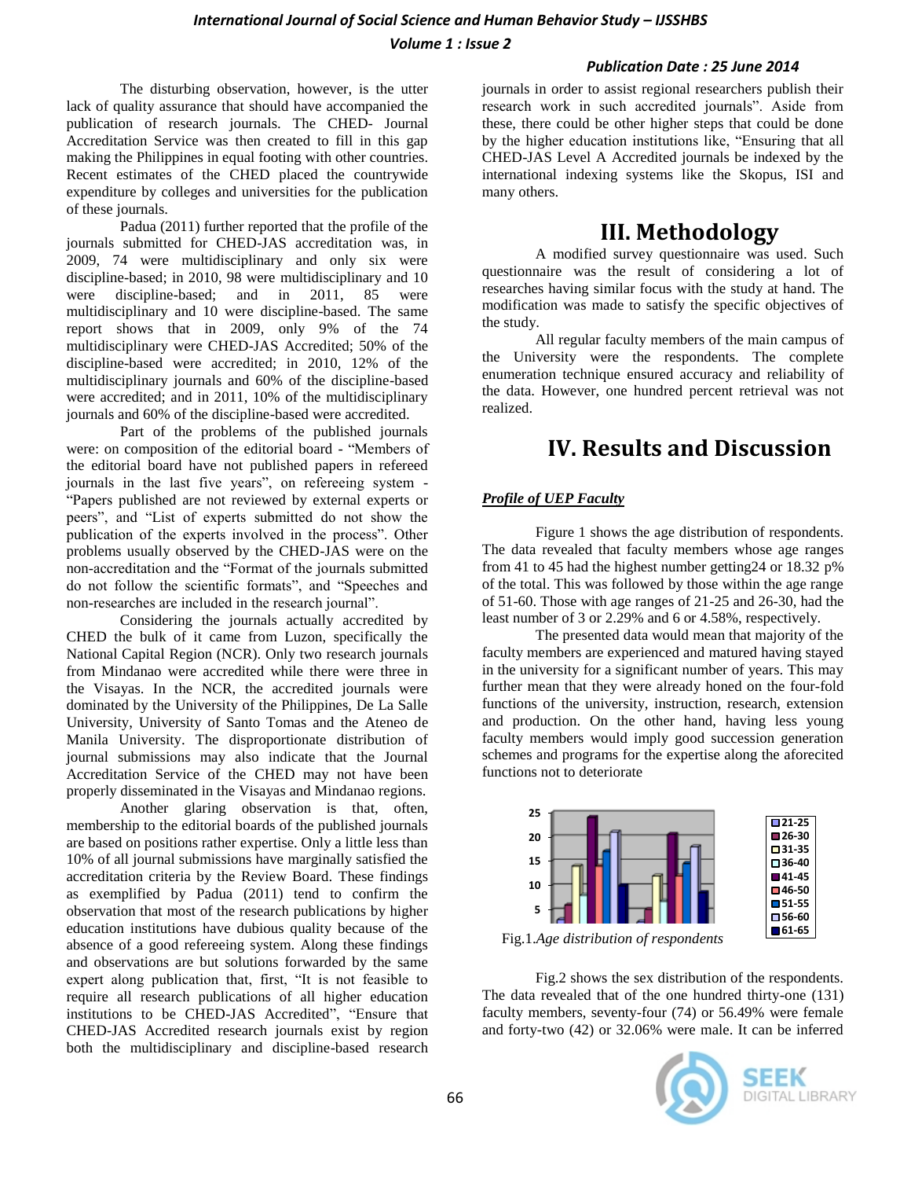The disturbing observation, however, is the utter lack of quality assurance that should have accompanied the publication of research journals. The CHED- Journal Accreditation Service was then created to fill in this gap making the Philippines in equal footing with other countries. Recent estimates of the CHED placed the countrywide expenditure by colleges and universities for the publication of these journals.

Padua (2011) further reported that the profile of the journals submitted for CHED-JAS accreditation was, in 2009, 74 were multidisciplinary and only six were discipline-based; in 2010, 98 were multidisciplinary and 10 were discipline-based; and in 2011, 85 were multidisciplinary and 10 were discipline-based. The same report shows that in 2009, only 9% of the 74 multidisciplinary were CHED-JAS Accredited; 50% of the discipline-based were accredited; in 2010, 12% of the multidisciplinary journals and 60% of the discipline-based were accredited; and in 2011, 10% of the multidisciplinary journals and 60% of the discipline-based were accredited.

Part of the problems of the published journals were: on composition of the editorial board - "Members of the editorial board have not published papers in refereed journals in the last five years", on refereeing system - "Papers published are not reviewed by external experts or peers", and "List of experts submitted do not show the publication of the experts involved in the process". Other problems usually observed by the CHED-JAS were on the non-accreditation and the "Format of the journals submitted do not follow the scientific formats", and "Speeches and non-researches are included in the research journal".

Considering the journals actually accredited by CHED the bulk of it came from Luzon, specifically the National Capital Region (NCR). Only two research journals from Mindanao were accredited while there were three in the Visayas. In the NCR, the accredited journals were dominated by the University of the Philippines, De La Salle University, University of Santo Tomas and the Ateneo de Manila University. The disproportionate distribution of journal submissions may also indicate that the Journal Accreditation Service of the CHED may not have been properly disseminated in the Visayas and Mindanao regions.

Another glaring observation is that, often, membership to the editorial boards of the published journals are based on positions rather expertise. Only a little less than 10% of all journal submissions have marginally satisfied the accreditation criteria by the Review Board. These findings as exemplified by Padua (2011) tend to confirm the observation that most of the research publications by higher education institutions have dubious quality because of the absence of a good refereeing system. Along these findings and observations are but solutions forwarded by the same expert along publication that, first, "It is not feasible to require all research publications of all higher education institutions to be CHED-JAS Accredited", "Ensure that CHED-JAS Accredited research journals exist by region both the multidisciplinary and discipline-based research journals in order to assist regional researchers publish their research work in such accredited journals". Aside from these, there could be other higher steps that could be done by the higher education institutions like, "Ensuring that all CHED-JAS Level A Accredited journals be indexed by the international indexing systems like the Skopus, ISI and many others.

# III. Methodology

A modified survey questionnaire was used. Such questionnaire was the result of considering a lot of researches having similar focus with the study at hand. The modification was made to satisfy the specific objectives of the study.

All regular faculty members of the main campus of the University were the respondents. The complete enumeration technique ensured accuracy and reliability of the data. However, one hundred percent retrieval was not realized.

# IV. Results and Discussion

***Profile of UEP Faculty***

Figure 1 shows the age distribution of respondents. The data revealed that faculty members whose age ranges from 41 to 45 had the highest number getting24 or 18.32 p% of the total. This was followed by those within the age range of 51-60. Those with age ranges of 21-25 and 26-30, had the least number of 3 or 2.29% and 6 or 4.58%, respectively.

The presented data would mean that majority of the faculty members are experienced and matured having stayed in the university for a significant number of years. This may further mean that they were already honed on the four-fold functions of the university, instruction, research, extension and production. On the other hand, having less young faculty members would imply good succession generation schemes and programs for the expertise along the aforecited functions not to deteriorate

Fig.1.*Age distribution of respondents*

Fig.2 shows the sex distribution of the respondents. The data revealed that of the one hundred thirty-one (131) faculty members, seventy-four (74) or 56.49% were female and forty-two (42) or 32.06% were male. It can be inferred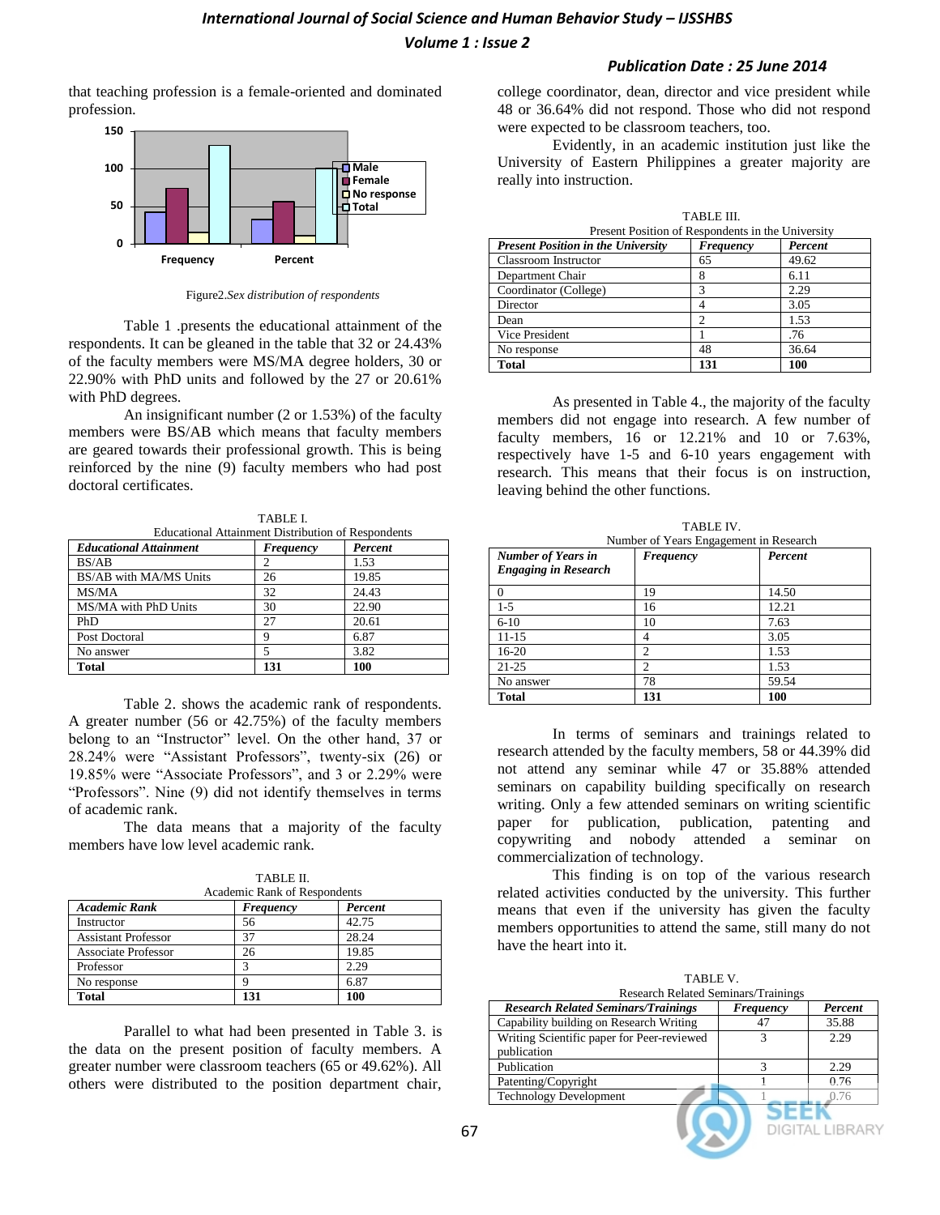that teaching profession is a female-oriented and dominated profession.

Figure2.*Sex distribution of respondents*

Table 1 .presents the educational attainment of the respondents. It can be gleaned in the table that 32 or 24.43% of the faculty members were MS/MA degree holders, 30 or 22.90% with PhD units and followed by the 27 or 20.61% with PhD degrees.

An insignificant number (2 or 1.53%) of the faculty members were BS/AB which means that faculty members are geared towards their professional growth. This is being reinforced by the nine (9) faculty members who had post doctoral certificates.

TABLE I.
Educational Attainment Distribution of Respondents

| *Educational Attainment* | *Frequency* | *Percent* |
|---|---|---|
| BS/AB | 2 | 1.53 |
| BS/AB with MA/MS Units | 26 | 19.85 |
| MS/MA | 32 | 24.43 |
| MS/MA with PhD Units | 30 | 22.90 |
| PhD | 27 | 20.61 |
| Post Doctoral | 9 | 6.87 |
| No answer | 5 | 3.82 |
| **Total** | **131** | **100** |

Table 2. shows the academic rank of respondents. A greater number (56 or 42.75%) of the faculty members belong to an "Instructor" level. On the other hand, 37 or 28.24% were "Assistant Professors", twenty-six (26) or 19.85% were "Associate Professors", and 3 or 2.29% were "Professors". Nine (9) did not identify themselves in terms of academic rank.

The data means that a majority of the faculty members have low level academic rank.

TABLE II.
Academic Rank of Respondents

| *Academic Rank* | *Frequency* | *Percent* |
|---|---|---|
| Instructor | 56 | 42.75 |
| Assistant Professor | 37 | 28.24 |
| Associate Professor | 26 | 19.85 |
| Professor | 3 | 2.29 |
| No response | 9 | 6.87 |
| **Total** | **131** | **100** |

Parallel to what had been presented in Table 3. is the data on the present position of faculty members. A greater number were classroom teachers (65 or 49.62%). All others were distributed to the position department chair, college coordinator, dean, director and vice president while 48 or 36.64% did not respond. Those who did not respond were expected to be classroom teachers, too.

Evidently, in an academic institution just like the University of Eastern Philippines a greater majority are really into instruction.

TABLE III.
Present Position of Respondents in the University

| *Present Position in the University* | *Frequency* | *Percent* |
|---|---|---|
| Classroom Instructor | 65 | 49.62 |
| Department Chair | 8 | 6.11 |
| Coordinator (College) | 3 | 2.29 |
| Director | 4 | 3.05 |
| Dean | 2 | 1.53 |
| Vice President | 1 | .76 |
| No response | 48 | 36.64 |
| **Total** | **131** | **100** |

As presented in Table 4., the majority of the faculty members did not engage into research. A few number of faculty members, 16 or 12.21% and 10 or 7.63%, respectively have 1-5 and 6-10 years engagement with research. This means that their focus is on instruction, leaving behind the other functions.

TABLE IV.
Number of Years Engagement in Research

| *Number of Years in Engaging in Research* | *Frequency* | *Percent* |
|---|---|---|
| 0 | 19 | 14.50 |
| 1-5 | 16 | 12.21 |
| 6-10 | 10 | 7.63 |
| 11-15 | 4 | 3.05 |
| 16-20 | 2 | 1.53 |
| 21-25 | 2 | 1.53 |
| No answer | 78 | 59.54 |
| **Total** | **131** | **100** |

In terms of seminars and trainings related to research attended by the faculty members, 58 or 44.39% did not attend any seminar while 47 or 35.88% attended seminars on capability building specifically on research writing. Only a few attended seminars on writing scientific paper for publication, publication, patenting and copywriting and nobody attended a seminar on commercialization of technology.

This finding is on top of the various research related activities conducted by the university. This further means that even if the university has given the faculty members opportunities to attend the same, still many do not have the heart into it.

TABLE V.
Research Related Seminars/Trainings

| *Research Related Seminars/Trainings* | *Frequency* | *Percent* |
|---|---|---|
| Capability building on Research Writing | 47 | 35.88 |
| Writing Scientific paper for Peer-reviewed publication | 3 | 2.29 |
| Publication | 3 | 2.29 |
| Patenting/Copyright | 1 | 0.76 |
| Technology Development | 1 | 0.76 |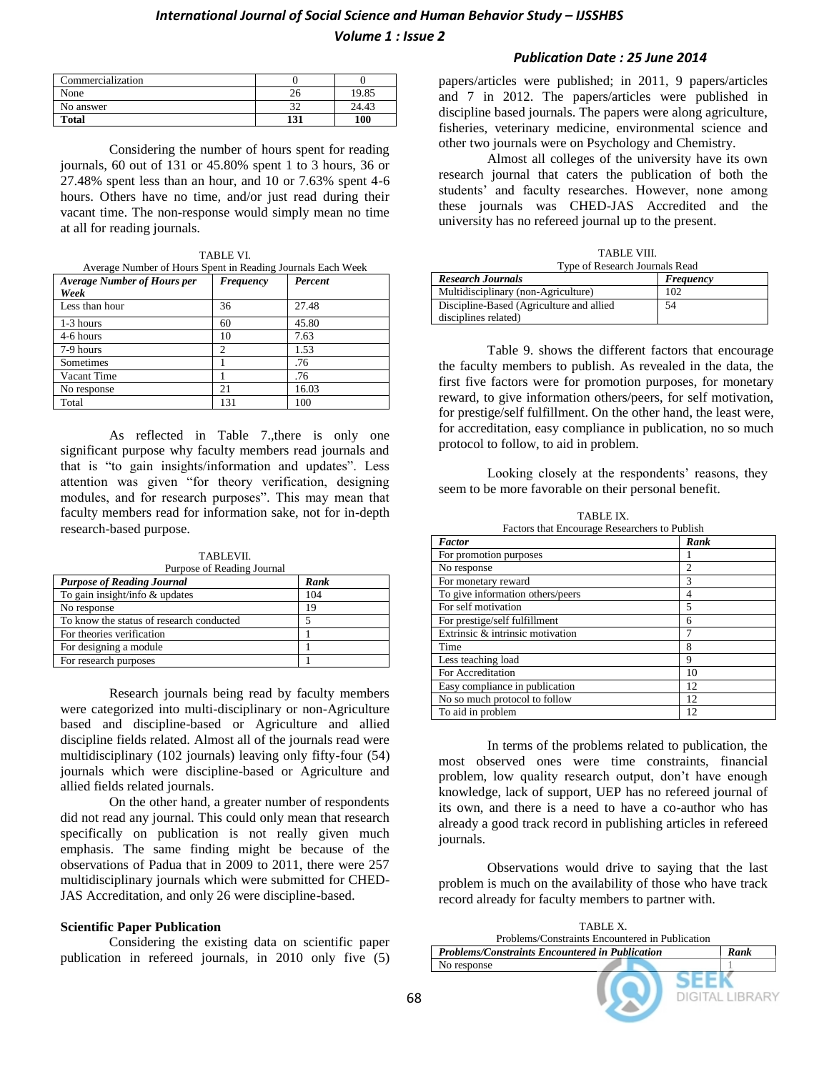| Commercialization | 0 | 0 |
|---|---|---|
| None | 26 | 19.85 |
| No answer | 32 | 24.43 |
| **Total** | **131** | **100** |

Considering the number of hours spent for reading journals, 60 out of 131 or 45.80% spent 1 to 3 hours, 36 or 27.48% spent less than an hour, and 10 or 7.63% spent 4-6 hours. Others have no time, and/or just read during their vacant time. The non-response would simply mean no time at all for reading journals.

TABLE VI.
Average Number of Hours Spent in Reading Journals Each Week

| *Average Number of Hours per Week* | *Frequency* | *Percent* |
|---|---|---|
| Less than hour | 36 | 27.48 |
| 1-3 hours | 60 | 45.80 |
| 4-6 hours | 10 | 7.63 |
| 7-9 hours | 2 | 1.53 |
| Sometimes | 1 | .76 |
| Vacant Time | 1 | .76 |
| No response | 21 | 16.03 |
| Total | 131 | 100 |

As reflected in Table 7.,there is only one significant purpose why faculty members read journals and that is "to gain insights/information and updates". Less attention was given "for theory verification, designing modules, and for research purposes". This may mean that faculty members read for information sake, not for in-depth research-based purpose.

TABLEVII.
Purpose of Reading Journal

| *Purpose of Reading Journal* | *Rank* |
|---|---|
| To gain insight/info & updates | 104 |
| No response | 19 |
| To know the status of research conducted | 5 |
| For theories verification | 1 |
| For designing a module | 1 |
| For research purposes | 1 |

Research journals being read by faculty members were categorized into multi-disciplinary or non-Agriculture based and discipline-based or Agriculture and allied discipline fields related. Almost all of the journals read were multidisciplinary (102 journals) leaving only fifty-four (54) journals which were discipline-based or Agriculture and allied fields related journals.

On the other hand, a greater number of respondents did not read any journal. This could only mean that research specifically on publication is not really given much emphasis. The same finding might be because of the observations of Padua that in 2009 to 2011, there were 257 multidisciplinary journals which were submitted for CHED-JAS Accreditation, and only 26 were discipline-based.

**Scientific Paper Publication**

Considering the existing data on scientific paper publication in refereed journals, in 2010 only five (5) papers/articles were published; in 2011, 9 papers/articles and 7 in 2012. The papers/articles were published in discipline based journals. The papers were along agriculture, fisheries, veterinary medicine, environmental science and other two journals were on Psychology and Chemistry.

Almost all colleges of the university has its own research journal that caters the publication of both the students' and faculty researches. However, none among these journals was CHED-JAS Accredited and the university has no refereed journal up to the present.

TABLE VIII.
Type of Research Journals Read

| *Research Journals* | *Frequency* |
|---|---|
| Multidisciplinary (non-Agriculture) | 102 |
| Discipline-Based (Agriculture and allied disciplines related) | 54 |

Table 9. shows the different factors that encourage the faculty members to publish. As revealed in the data, the first five factors were for promotion purposes, for monetary reward, to give information others/peers, for self motivation, for prestige/self fulfillment. On the other hand, the least were, for accreditation, easy compliance in publication, no so much protocol to follow, to aid in problem.

Looking closely at the respondents' reasons, they seem to be more favorable on their personal benefit.

TABLE IX.
Factors that Encourage Researchers to Publish

| *Factor* | *Rank* |
|---|---|
| For promotion purposes | 1 |
| No response | 2 |
| For monetary reward | 3 |
| To give information others/peers | 4 |
| For self motivation | 5 |
| For prestige/self fulfillment | 6 |
| Extrinsic & intrinsic motivation | 7 |
| Time | 8 |
| Less teaching load | 9 |
| For Accreditation | 10 |
| Easy compliance in publication | 12 |
| No so much protocol to follow | 12 |
| To aid in problem | 12 |

In terms of the problems related to publication, the most observed ones were time constraints, financial problem, low quality research output, don't have enough knowledge, lack of support, UEP has no refereed journal of its own, and there is a need to have a co-author who has already a good track record in publishing articles in refereed journals.

Observations would drive to saying that the last problem is much on the availability of those who have track record already for faculty members to partner with.

TABLE X.
Problems/Constraints Encountered in Publication

| *Problems/Constraints Encountered in Publication* | *Rank* |
|---|---|
| No response | 1 |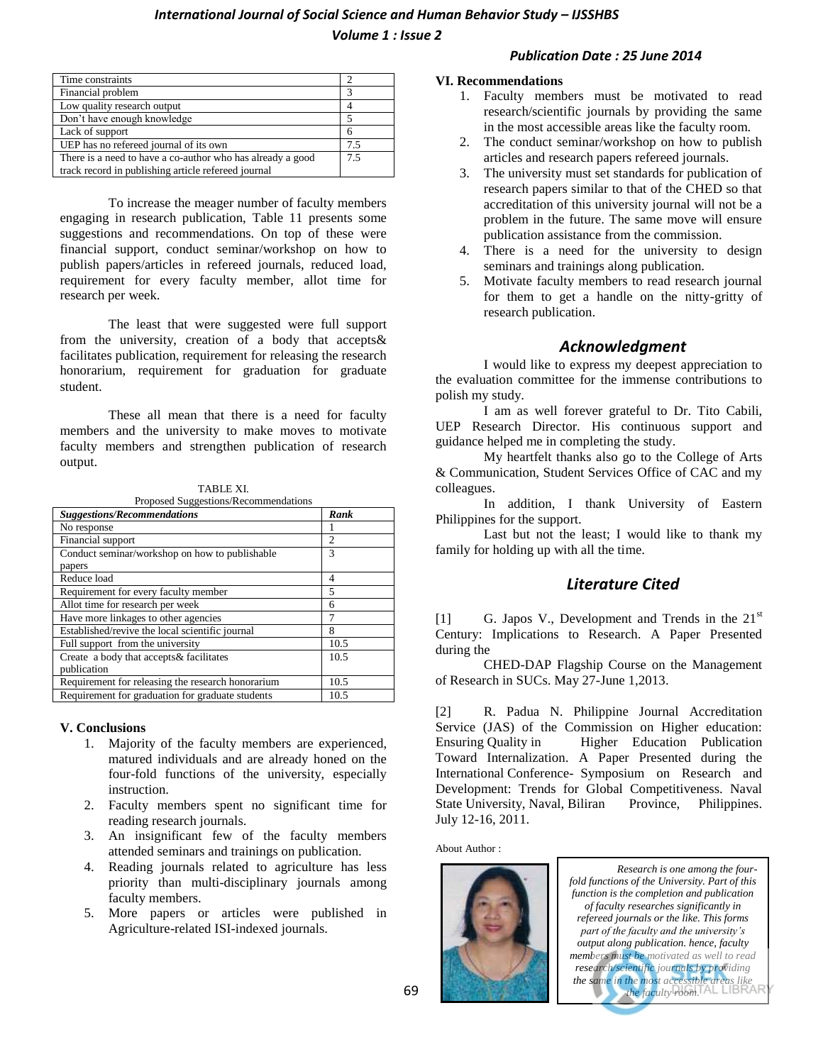| | |
|---|---|
| Time constraints | 2 |
| Financial problem | 3 |
| Low quality research output | 4 |
| Don't have enough knowledge | 5 |
| Lack of support | 6 |
| UEP has no refereed journal of its own | 7.5 |
| There is a need to have a co-author who has already a good track record in publishing article refereed journal | 7.5 |

To increase the meager number of faculty members engaging in research publication, Table 11 presents some suggestions and recommendations. On top of these were financial support, conduct seminar/workshop on how to publish papers/articles in refereed journals, reduced load, requirement for every faculty member, allot time for research per week.

The least that were suggested were full support from the university, creation of a body that accepts& facilitates publication, requirement for releasing the research honorarium, requirement for graduation for graduate student.

These all mean that there is a need for faculty members and the university to make moves to motivate faculty members and strengthen publication of research output.

TABLE XI.
Proposed Suggestions/Recommendations

| *Suggestions/Recommendations* | *Rank* |
|---|---|
| No response | 1 |
| Financial support | 2 |
| Conduct seminar/workshop on how to publishable papers | 3 |
| Reduce load | 4 |
| Requirement for every faculty member | 5 |
| Allot time for research per week | 6 |
| Have more linkages to other agencies | 7 |
| Established/revive the local scientific journal | 8 |
| Full support from the university | 10.5 |
| Create a body that accepts& facilitates publication | 10.5 |
| Requirement for releasing the research honorarium | 10.5 |
| Requirement for graduation for graduate students | 10.5 |

**V. Conclusions**

1. Majority of the faculty members are experienced, matured individuals and are already honed on the four-fold functions of the university, especially instruction.
2. Faculty members spent no significant time for reading research journals.
3. An insignificant few of the faculty members attended seminars and trainings on publication.
4. Reading journals related to agriculture has less priority than multi-disciplinary journals among faculty members.
5. More papers or articles were published in Agriculture-related ISI-indexed journals.

**VI. Recommendations**

1. Faculty members must be motivated to read research/scientific journals by providing the same in the most accessible areas like the faculty room.
2. The conduct seminar/workshop on how to publish articles and research papers refereed journals.
3. The university must set standards for publication of research papers similar to that of the CHED so that accreditation of this university journal will not be a problem in the future. The same move will ensure publication assistance from the commission.
4. There is a need for the university to design seminars and trainings along publication.
5. Motivate faculty members to read research journal for them to get a handle on the nitty-gritty of research publication.

## *Acknowledgment*

I would like to express my deepest appreciation to the evaluation committee for the immense contributions to polish my study.

I am as well forever grateful to Dr. Tito Cabili, UEP Research Director. His continuous support and guidance helped me in completing the study.

My heartfelt thanks also go to the College of Arts & Communication, Student Services Office of CAC and my colleagues.

In addition, I thank University of Eastern Philippines for the support.

Last but not the least; I would like to thank my family for holding up with all the time.

## *Literature Cited*

[1] G. Japos V., Development and Trends in the 21st Century: Implications to Research. A Paper Presented during the CHED-DAP Flagship Course on the Management of Research in SUCs. May 27-June 1,2013.

[2] R. Padua N. Philippine Journal Accreditation Service (JAS) of the Commission on Higher education: Ensuring Quality in Higher Education Publication Toward Internalization. A Paper Presented during the International Conference- Symposium on Research and Development: Trends for Global Competitiveness. Naval State University, Naval, Biliran Province, Philippines. July 12-16, 2011.

About Author :

*Research is one among the four-fold functions of the University. Part of this function is the completion and publication of faculty researches significantly in refereed journals or the like. This forms part of the faculty and the university's output along publication. hence, faculty members must be motivated as well to read research/scientific journals by providing the same in the most accessible areas like the faculty room.*